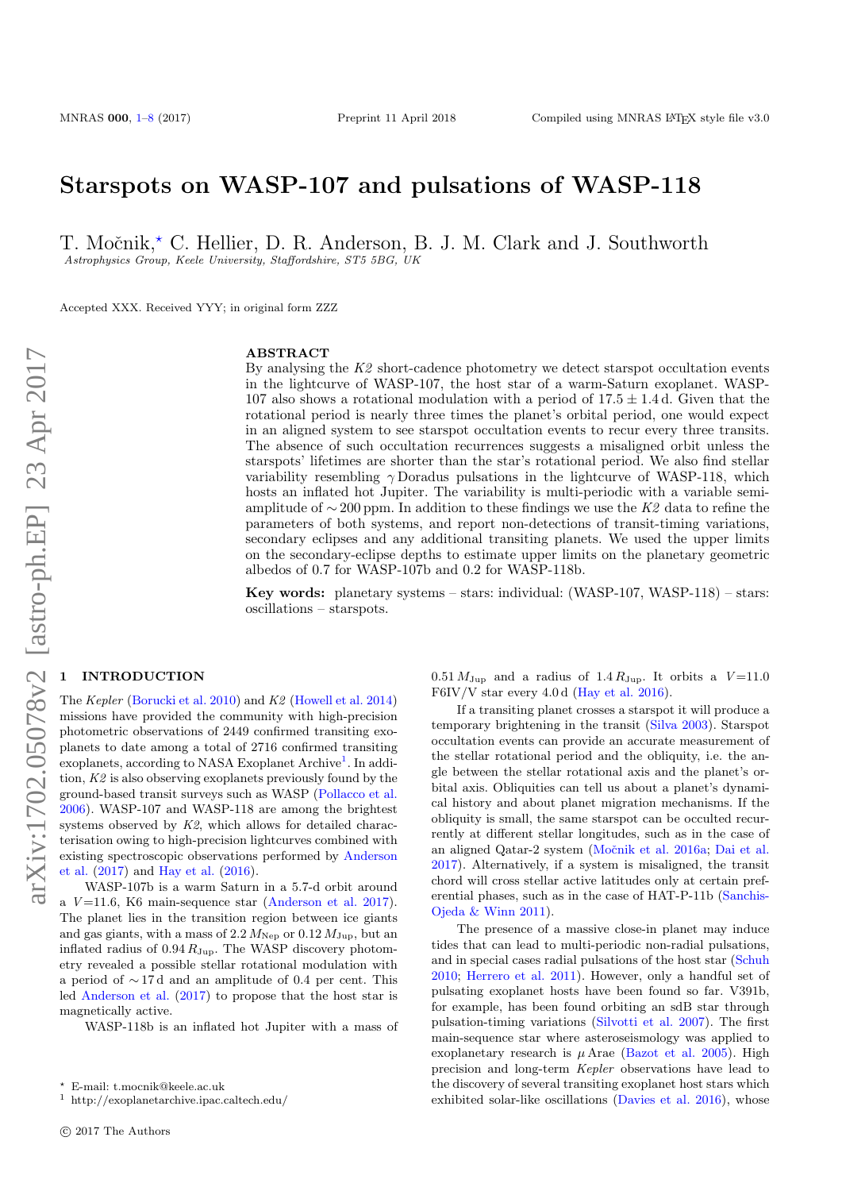# Starspots on WASP-107 and pulsations of WASP-118

T. Močnik,[⋆] C. Hellier, D. R. Anderson, B. J. M. Clark and J. Southworth

*Astrophysics Group, Keele University, Staffordshire, ST5 5BG, UK*

Accepted XXX. Received YYY; in original form ZZZ

## ABSTRACT

By analysing the *K2* short-cadence photometry we detect starspot occultation events in the lightcurve of WASP-107, the host star of a warm-Saturn exoplanet. WASP-107 also shows a rotational modulation with a period of $17.5 \pm 1.4$ d. Given that the rotational period is nearly three times the planet's orbital period, one would expect in an aligned system to see starspot occultation events to recur every three transits. The absence of such occultation recurrences suggests a misaligned orbit unless the starspots' lifetimes are shorter than the star's rotational period. We also find stellar variability resembling $\gamma$ Doradus pulsations in the lightcurve of WASP-118, which hosts an inflated hot Jupiter. The variability is multi-periodic with a variable semi-amplitude of $\sim 200$ ppm. In addition to these findings we use the *K2* data to refine the parameters of both systems, and report non-detections of transit-timing variations, secondary eclipses and any additional transiting planets. We used the upper limits on the secondary-eclipse depths to estimate upper limits on the planetary geometric albedos of 0.7 for WASP-107b and 0.2 for WASP-118b.

**Key words:** planetary systems – stars: individual: (WASP-107, WASP-118) – stars: oscillations – starspots.

## 1 INTRODUCTION

The *Kepler* (Borucki et al. 2010) and *K2* (Howell et al. 2014) missions have provided the community with high-precision photometric observations of 2449 confirmed transiting exoplanets to date among a total of 2716 confirmed transiting exoplanets, according to NASA Exoplanet Archive[1]. In addition, *K2* is also observing exoplanets previously found by the ground-based transit surveys such as WASP (Pollacco et al. 2006). WASP-107 and WASP-118 are among the brightest systems observed by *K2*, which allows for detailed characterisation owing to high-precision lightcurves combined with existing spectroscopic observations performed by Anderson et al. (2017) and Hay et al. (2016).

WASP-107b is a warm Saturn in a 5.7-d orbit around a $V$=11.6, K6 main-sequence star (Anderson et al. 2017). The planet lies in the transition region between ice giants and gas giants, with a mass of $2.2\,M_{\rm Nep}$ or $0.12\,M_{\rm Jup}$, but an inflated radius of $0.94\,R_{\rm Jup}$. The WASP discovery photometry revealed a possible stellar rotational modulation with a period of $\sim 17$ d and an amplitude of 0.4 per cent. This led Anderson et al. (2017) to propose that the host star is magnetically active.

WASP-118b is an inflated hot Jupiter with a mass of $0.51\,M_{\rm Jup}$ and a radius of $1.4\,R_{\rm Jup}$. It orbits a $V$=11.0 F6IV/V star every 4.0 d (Hay et al. 2016).

If a transiting planet crosses a starspot it will produce a temporary brightening in the transit (Silva 2003). Starspot occultation events can provide an accurate measurement of the stellar rotational period and the obliquity, i.e. the angle between the stellar rotational axis and the planet's orbital axis. Obliquities can tell us about a planet's dynamical history and about planet migration mechanisms. If the obliquity is small, the same starspot can be occulted recurrently at different stellar longitudes, such as in the case of an aligned Qatar-2 system (Močnik et al. 2016a; Dai et al. 2017). Alternatively, if a system is misaligned, the transit chord will cross stellar active latitudes only at certain preferential phases, such as in the case of HAT-P-11b (Sanchis-Ojeda & Winn 2011).

The presence of a massive close-in planet may induce tides that can lead to multi-periodic non-radial pulsations, and in special cases radial pulsations of the host star (Schuh 2010; Herrero et al. 2011). However, only a handful set of pulsating exoplanet hosts have been found so far. V391b, for example, has been found orbiting an sdB star through pulsation-timing variations (Silvotti et al. 2007). The first main-sequence star where asteroseismology was applied to exoplanetary research is $\mu$ Arae (Bazot et al. 2005). High precision and long-term *Kepler* observations have lead to the discovery of several transiting exoplanet host stars which exhibited solar-like oscillations (Davies et al. 2016), whose

[⋆] E-mail: t.mocnik@keele.ac.uk
[1] http://exoplanetarchive.ipac.caltech.edu/

© 2017 The Authors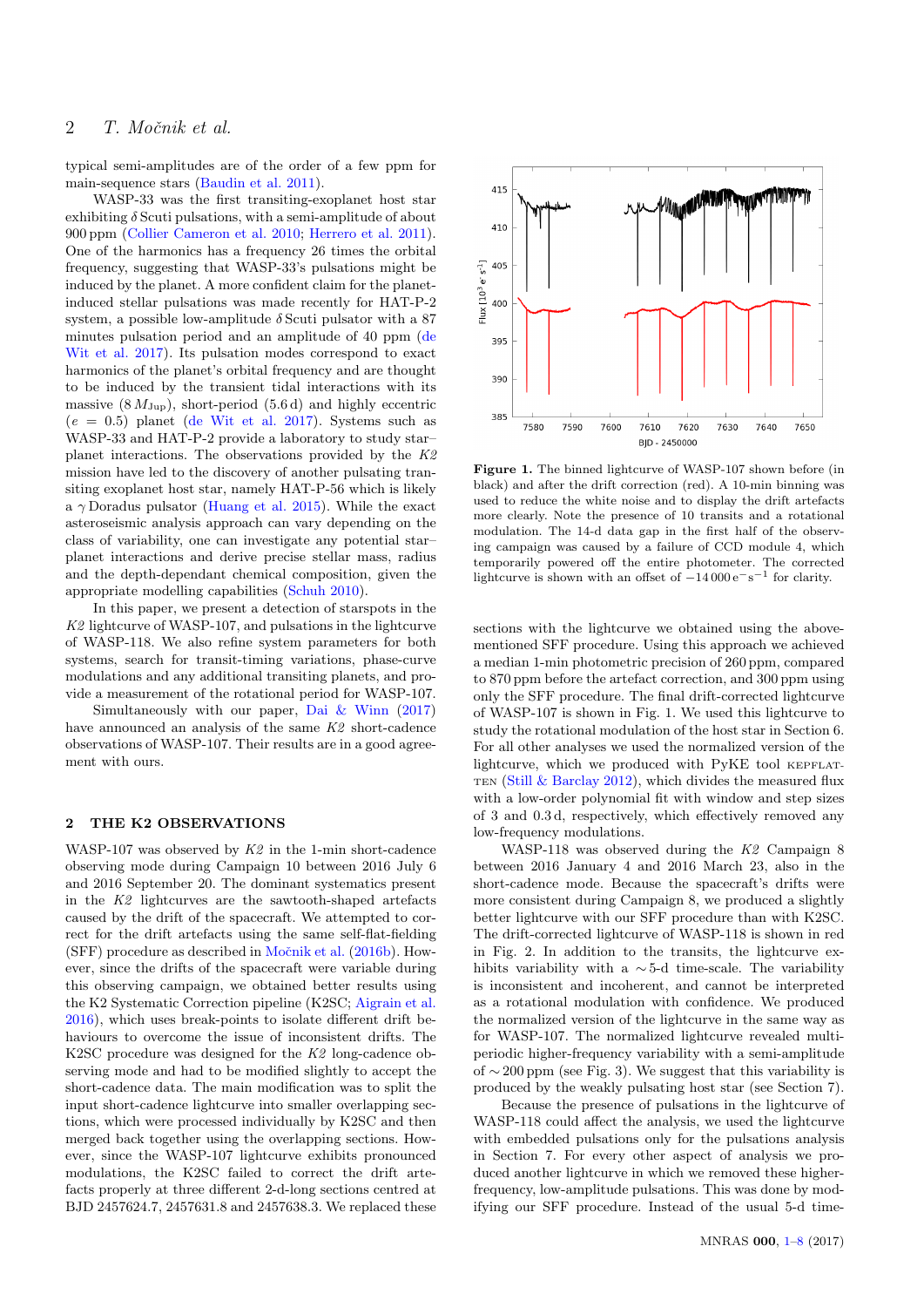typical semi-amplitudes are of the order of a few ppm for main-sequence stars (Baudin et al. 2011).

WASP-33 was the first transiting-exoplanet host star exhibiting $\delta$ Scuti pulsations, with a semi-amplitude of about 900 ppm (Collier Cameron et al. 2010; Herrero et al. 2011). One of the harmonics has a frequency 26 times the orbital frequency, suggesting that WASP-33's pulsations might be induced by the planet. A more confident claim for the planet-induced stellar pulsations was made recently for HAT-P-2 system, a possible low-amplitude $\delta$ Scuti pulsator with a 87 minutes pulsation period and an amplitude of 40 ppm (de Wit et al. 2017). Its pulsation modes correspond to exact harmonics of the planet's orbital frequency and are thought to be induced by the transient tidal interactions with its massive ($8\,M_{\rm Jup}$), short-period (5.6 d) and highly eccentric ($e = 0.5$) planet (de Wit et al. 2017). Systems such as WASP-33 and HAT-P-2 provide a laboratory to study star–planet interactions. The observations provided by the *K2* mission have led to the discovery of another pulsating transiting exoplanet host star, namely HAT-P-56 which is likely a $\gamma$ Doradus pulsator (Huang et al. 2015). While the exact asteroseismic analysis approach can vary depending on the class of variability, one can investigate any potential star–planet interactions and derive precise stellar mass, radius and the depth-dependant chemical composition, given the appropriate modelling capabilities (Schuh 2010).

In this paper, we present a detection of starspots in the *K2* lightcurve of WASP-107, and pulsations in the lightcurve of WASP-118. We also refine system parameters for both systems, search for transit-timing variations, phase-curve modulations and any additional transiting planets, and provide a measurement of the rotational period for WASP-107.

Simultaneously with our paper, Dai & Winn (2017) have announced an analysis of the same *K2* short-cadence observations of WASP-107. Their results are in a good agreement with ours.

## 2 THE K2 OBSERVATIONS

WASP-107 was observed by *K2* in the 1-min short-cadence observing mode during Campaign 10 between 2016 July 6 and 2016 September 20. The dominant systematics present in the *K2* lightcurves are the sawtooth-shaped artefacts caused by the drift of the spacecraft. We attempted to correct for the drift artefacts using the same self-flat-fielding (SFF) procedure as described in Močnik et al. (2016b). However, since the drifts of the spacecraft were variable during this observing campaign, we obtained better results using the K2 Systematic Correction pipeline (K2SC; Aigrain et al. 2016), which uses break-points to isolate different drift behaviours to overcome the issue of inconsistent drifts. The K2SC procedure was designed for the *K2* long-cadence observing mode and had to be modified slightly to accept the short-cadence data. The main modification was to split the input short-cadence lightcurve into smaller overlapping sections, which were processed individually by K2SC and then merged back together using the overlapping sections. However, since the WASP-107 lightcurve exhibits pronounced modulations, the K2SC failed to correct the drift artefacts properly at three different 2-d-long sections centred at BJD 2457624.7, 2457631.8 and 2457638.3. We replaced these sections with the lightcurve we obtained using the above-mentioned SFF procedure. Using this approach we achieved a median 1-min photometric precision of 260 ppm, compared to 870 ppm before the artefact correction, and 300 ppm using only the SFF procedure. The final drift-corrected lightcurve of WASP-107 is shown in Fig. 1. We used this lightcurve to study the rotational modulation of the host star in Section 6. For all other analyses we used the normalized version of the lightcurve, which we produced with PyKE tool KEPFLATTEN (Still & Barclay 2012), which divides the measured flux with a low-order polynomial fit with window and step sizes of 3 and 0.3 d, respectively, which effectively removed any low-frequency modulations.

**Figure 1.** The binned lightcurve of WASP-107 shown before (in black) and after the drift correction (red). A 10-min binning was used to reduce the white noise and to display the drift artefacts more clearly. Note the presence of 10 transits and a rotational modulation. The 14-d data gap in the first half of the observing campaign was caused by a failure of CCD module 4, which temporarily powered off the entire photometer. The corrected lightcurve is shown with an offset of $-14\,000\,{\rm e^{-}s^{-1}}$ for clarity.

WASP-118 was observed during the *K2* Campaign 8 between 2016 January 4 and 2016 March 23, also in the short-cadence mode. Because the spacecraft's drifts were more consistent during Campaign 8, we produced a slightly better lightcurve with our SFF procedure than with K2SC. The drift-corrected lightcurve of WASP-118 is shown in red in Fig. 2. In addition to the transits, the lightcurve exhibits variability with a $\sim$5-d time-scale. The variability is inconsistent and incoherent, and cannot be interpreted as a rotational modulation with confidence. We produced the normalized version of the lightcurve in the same way as for WASP-107. The normalized lightcurve revealed multi-periodic higher-frequency variability with a semi-amplitude of $\sim$200 ppm (see Fig. 3). We suggest that this variability is produced by the weakly pulsating host star (see Section 7).

Because the presence of pulsations in the lightcurve of WASP-118 could affect the analysis, we used the lightcurve with embedded pulsations only for the pulsations analysis in Section 7. For every other aspect of analysis we produced another lightcurve in which we removed these higher-frequency, low-amplitude pulsations. This was done by modifying our SFF procedure. Instead of the usual 5-d time-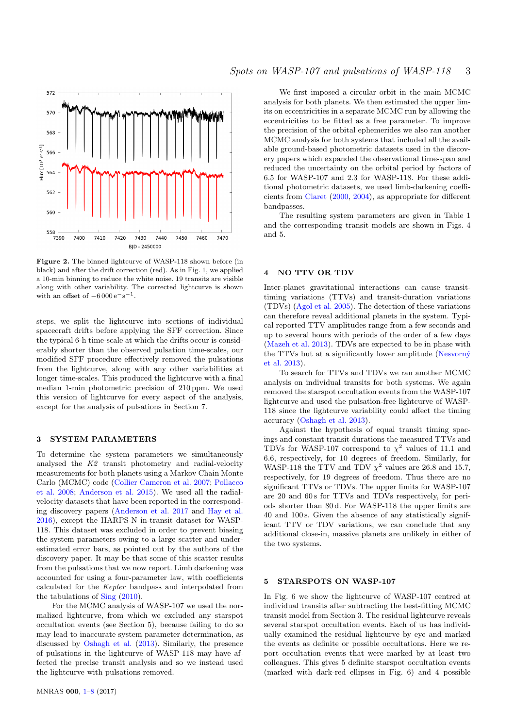**Figure 2.** The binned lightcurve of WASP-118 shown before (in black) and after the drift correction (red). As in Fig. 1, we applied a 10-min binning to reduce the white noise. 19 transits are visible along with other variability. The corrected lightcurve is shown with an offset of $-6\,000\,\mathrm{e^{-}s^{-1}}$.

steps, we split the lightcurve into sections of individual spacecraft drifts before applying the SFF correction. Since the typical 6-h time-scale at which the drifts occur is considerably shorter than the observed pulsation time-scales, our modified SFF procedure effectively removed the pulsations from the lightcurve, along with any other variabilities at longer time-scales. This produced the lightcurve with a final median 1-min photometric precision of 210 ppm. We used this version of lightcurve for every aspect of the analysis, except for the analysis of pulsations in Section 7.

## 3 SYSTEM PARAMETERS

To determine the system parameters we simultaneously analysed the *K2* transit photometry and radial-velocity measurements for both planets using a Markov Chain Monte Carlo (MCMC) code (Collier Cameron et al. 2007; Pollacco et al. 2008; Anderson et al. 2015). We used all the radial-velocity datasets that have been reported in the corresponding discovery papers (Anderson et al. 2017 and Hay et al. 2016), except the HARPS-N in-transit dataset for WASP-118. This dataset was excluded in order to prevent biasing the system parameters owing to a large scatter and underestimated error bars, as pointed out by the authors of the discovery paper. It may be that some of this scatter results from the pulsations that we now report. Limb darkening was accounted for using a four-parameter law, with coefficients calculated for the *Kepler* bandpass and interpolated from the tabulations of Sing (2010).

For the MCMC analysis of WASP-107 we used the normalized lightcurve, from which we excluded any starspot occultation events (see Section 5), because failing to do so may lead to inaccurate system parameter determination, as discussed by Oshagh et al. (2013). Similarly, the presence of pulsations in the lightcurve of WASP-118 may have affected the precise transit analysis and so we instead used the lightcurve with pulsations removed.

We first imposed a circular orbit in the main MCMC analysis for both planets. We then estimated the upper limits on eccentricities in a separate MCMC run by allowing the eccentricities to be fitted as a free parameter. To improve the precision of the orbital ephemerides we also ran another MCMC analysis for both systems that included all the available ground-based photometric datasets used in the discovery papers which expanded the observational time-span and reduced the uncertainty on the orbital period by factors of 6.5 for WASP-107 and 2.3 for WASP-118. For these additional photometric datasets, we used limb-darkening coefficients from Claret (2000, 2004), as appropriate for different bandpasses.

The resulting system parameters are given in Table 1 and the corresponding transit models are shown in Figs. 4 and 5.

## 4 NO TTV OR TDV

Inter-planet gravitational interactions can cause transit-timing variations (TTVs) and transit-duration variations (TDVs) (Agol et al. 2005). The detection of these variations can therefore reveal additional planets in the system. Typical reported TTV amplitudes range from a few seconds and up to several hours with periods of the order of a few days (Mazeh et al. 2013). TDVs are expected to be in phase with the TTVs but at a significantly lower amplitude (Nesvorný et al. 2013).

To search for TTVs and TDVs we ran another MCMC analysis on individual transits for both systems. We again removed the starspot occultation events from the WASP-107 lightcurve and used the pulsation-free lightcurve of WASP-118 since the lightcurve variability could affect the timing accuracy (Oshagh et al. 2013).

Against the hypothesis of equal transit timing spacings and constant transit durations the measured TTVs and TDVs for WASP-107 correspond to $\chi^2$ values of 11.1 and 6.6, respectively, for 10 degrees of freedom. Similarly, for WASP-118 the TTV and TDV $\chi^2$ values are 26.8 and 15.7, respectively, for 19 degrees of freedom. Thus there are no significant TTVs or TDVs. The upper limits for WASP-107 are 20 and 60 s for TTVs and TDVs respectively, for periods shorter than 80 d. For WASP-118 the upper limits are 40 and 100 s. Given the absence of any statistically significant TTV or TDV variations, we can conclude that any additional close-in, massive planets are unlikely in either of the two systems.

## 5 STARSPOTS ON WASP-107

In Fig. 6 we show the lightcurve of WASP-107 centred at individual transits after subtracting the best-fitting MCMC transit model from Section 3. The residual lightcurve reveals several starspot occultation events. Each of us has individually examined the residual lightcurve by eye and marked the events as definite or possible occultations. Here we report occultation events that were marked by at least two colleagues. This gives 5 definite starspot occultation events (marked with dark-red ellipses in Fig. 6) and 4 possible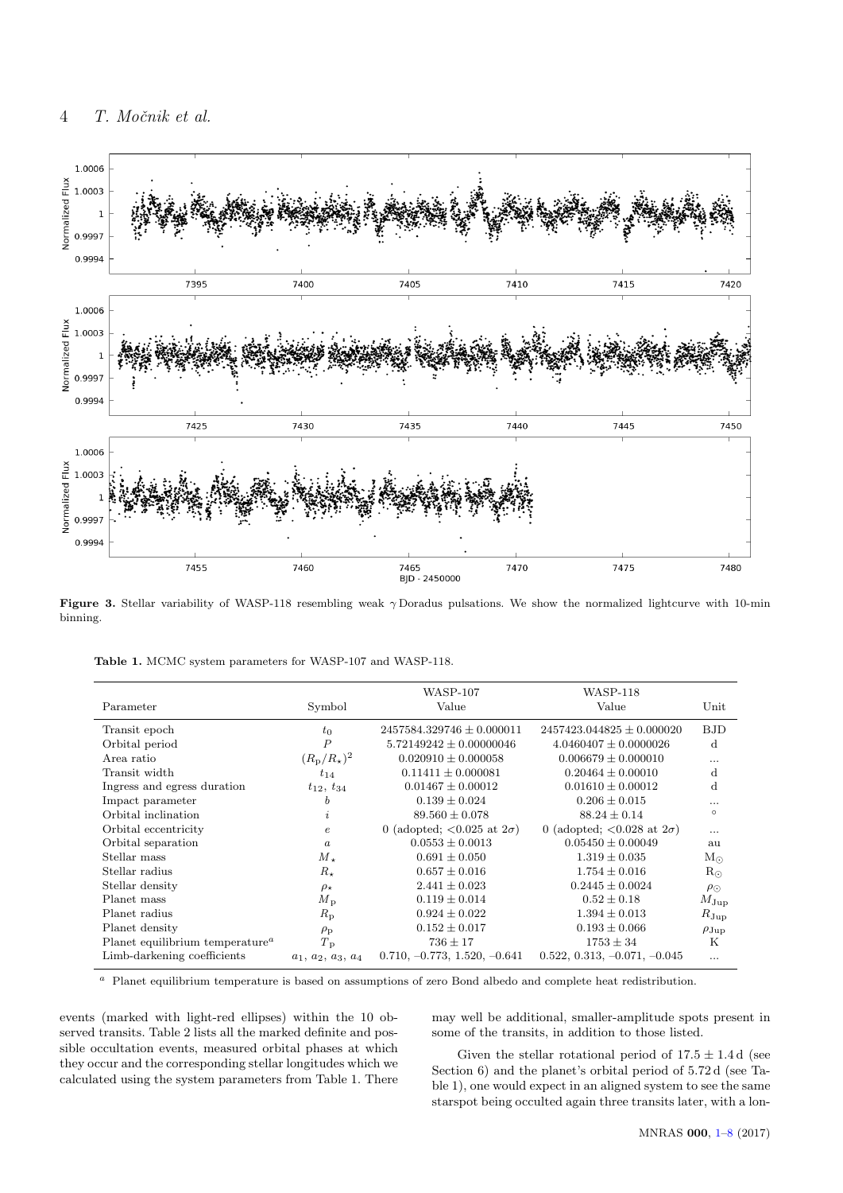**Figure 3.** Stellar variability of WASP-118 resembling weak $\gamma$ Doradus pulsations. We show the normalized lightcurve with 10-min binning.

**Table 1.** MCMC system parameters for WASP-107 and WASP-118.

| Parameter | Symbol | WASP-107 Value | WASP-118 Value | Unit |
|---|---|---|---|---|
| Transit epoch | $t_0$ | $2457584.329746 \pm 0.000011$ | $2457423.044825 \pm 0.000020$ | BJD |
| Orbital period | $P$ | $5.72149242 \pm 0.00000046$ | $4.0460407 \pm 0.0000026$ | d |
| Area ratio | $(R_p/R_\star)^2$ | $0.020910 \pm 0.000058$ | $0.006679 \pm 0.000010$ | ... |
| Transit width | $t_{14}$ | $0.11411 \pm 0.000081$ | $0.20464 \pm 0.00010$ | d |
| Ingress and egress duration | $t_{12}$, $t_{34}$ | $0.01467 \pm 0.00012$ | $0.01610 \pm 0.00012$ | d |
| Impact parameter | $b$ | $0.139 \pm 0.024$ | $0.206 \pm 0.015$ | ... |
| Orbital inclination | $i$ | $89.560 \pm 0.078$ | $88.24 \pm 0.14$ | $^\circ$ |
| Orbital eccentricity | $e$ | 0 (adopted; $<$0.025 at $2\sigma$) | 0 (adopted; $<$0.028 at $2\sigma$) | ... |
| Orbital separation | $a$ | $0.0553 \pm 0.0013$ | $0.05450 \pm 0.00049$ | au |
| Stellar mass | $M_\star$ | $0.691 \pm 0.050$ | $1.319 \pm 0.035$ | $\mathrm{M}_\odot$ |
| Stellar radius | $R_\star$ | $0.657 \pm 0.016$ | $1.754 \pm 0.016$ | $\mathrm{R}_\odot$ |
| Stellar density | $\rho_\star$ | $2.441 \pm 0.023$ | $0.2445 \pm 0.0024$ | $\rho_\odot$ |
| Planet mass | $M_\mathrm{p}$ | $0.119 \pm 0.014$ | $0.52 \pm 0.18$ | $M_\mathrm{Jup}$ |
| Planet radius | $R_\mathrm{p}$ | $0.924 \pm 0.022$ | $1.394 \pm 0.013$ | $R_\mathrm{Jup}$ |
| Planet density | $\rho_\mathrm{p}$ | $0.152 \pm 0.017$ | $0.193 \pm 0.066$ | $\rho_\mathrm{Jup}$ |
| Planet equilibrium temperature[a] | $T_\mathrm{p}$ | $736 \pm 17$ | $1753 \pm 34$ | K |
| Limb-darkening coefficients | $a_1$, $a_2$, $a_3$, $a_4$ | 0.710, −0.773, 1.520, −0.641 | 0.522, 0.313, −0.071, −0.045 | ... |

[a] Planet equilibrium temperature is based on assumptions of zero Bond albedo and complete heat redistribution.

events (marked with light-red ellipses) within the 10 observed transits. Table 2 lists all the marked definite and possible occultation events, measured orbital phases at which they occur and the corresponding stellar longitudes which we calculated using the system parameters from Table 1. There may well be additional, smaller-amplitude spots present in some of the transits, in addition to those listed.

Given the stellar rotational period of $17.5 \pm 1.4$ d (see Section 6) and the planet's orbital period of 5.72 d (see Table 1), one would expect in an aligned system to see the same starspot being occulted again three transits later, with a lon-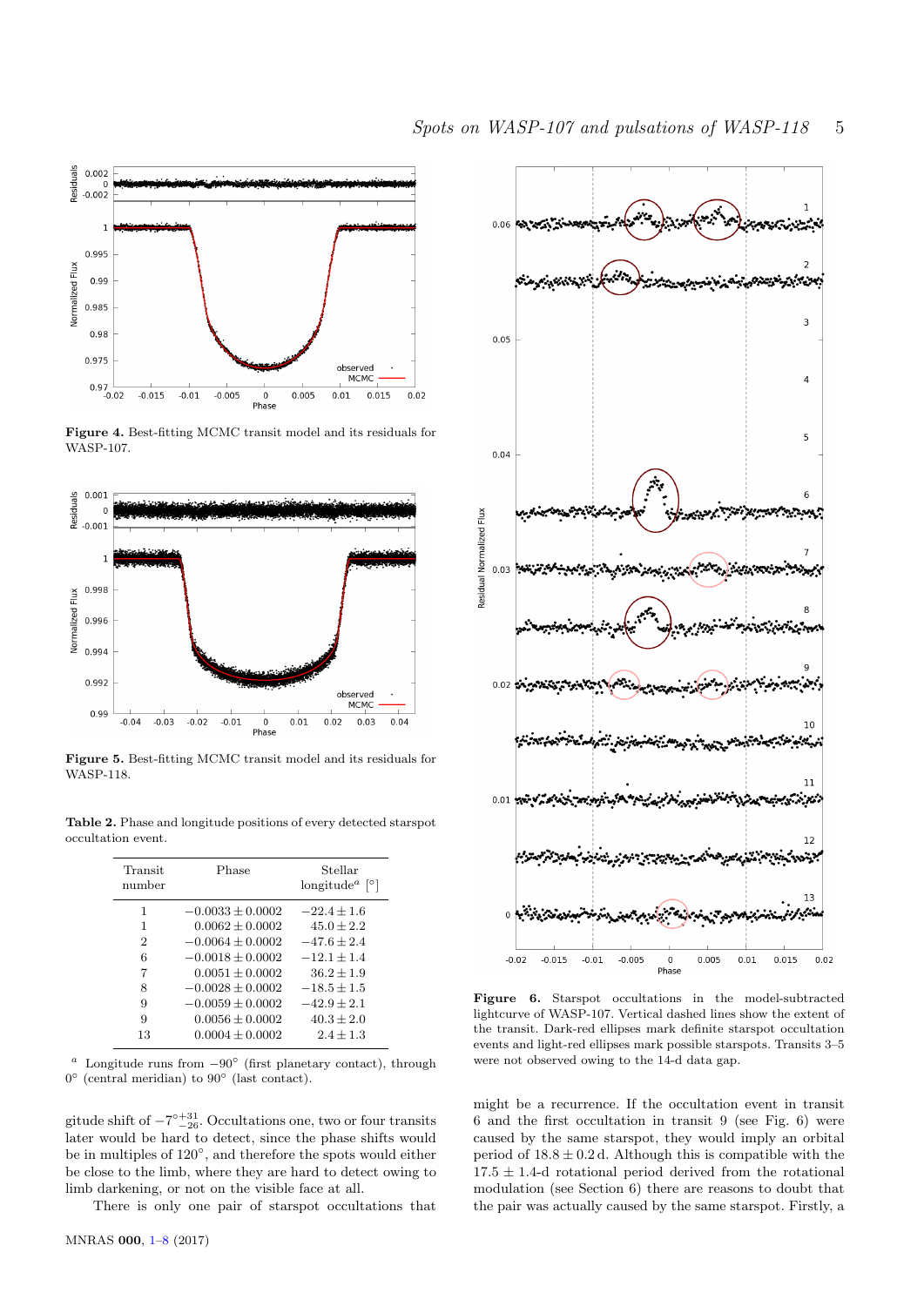Figure 4. Best-fitting MCMC transit model and its residuals for WASP-107.

Figure 5. Best-fitting MCMC transit model and its residuals for WASP-118.

**Table 2.** Phase and longitude positions of every detected starspot occultation event.

| Transit number | Phase | Stellar longitude[a] [°] |
|---|---|---|
| 1 | $-0.0033 \pm 0.0002$ | $-22.4 \pm 1.6$ |
| 1 | $0.0062 \pm 0.0002$ | $45.0 \pm 2.2$ |
| 2 | $-0.0064 \pm 0.0002$ | $-47.6 \pm 2.4$ |
| 6 | $-0.0018 \pm 0.0002$ | $-12.1 \pm 1.4$ |
| 7 | $0.0051 \pm 0.0002$ | $36.2 \pm 1.9$ |
| 8 | $-0.0028 \pm 0.0002$ | $-18.5 \pm 1.5$ |
| 9 | $-0.0059 \pm 0.0002$ | $-42.9 \pm 2.1$ |
| 9 | $0.0056 \pm 0.0002$ | $40.3 \pm 2.0$ |
| 13 | $0.0004 \pm 0.0002$ | $2.4 \pm 1.3$ |

[a] Longitude runs from $-90°$ (first planetary contact), through $0°$ (central meridian) to $90°$ (last contact).

gitude shift of $-7^{\circ}{}^{+31}_{-26}$. Occultations one, two or four transits later would be hard to detect, since the phase shifts would be in multiples of 120°, and therefore the spots would either be close to the limb, where they are hard to detect owing to limb darkening, or not on the visible face at all.

There is only one pair of starspot occultations that might be a recurrence. If the occultation event in transit 6 and the first occultation in transit 9 (see Fig. 6) were caused by the same starspot, they would imply an orbital period of $18.8 \pm 0.2$ d. Although this is compatible with the $17.5 \pm 1.4$-d rotational period derived from the rotational modulation (see Section 6) there are reasons to doubt that the pair was actually caused by the same starspot. Firstly, a

**Figure 6.** Starspot occultations in the model-subtracted lightcurve of WASP-107. Vertical dashed lines show the extent of the transit. Dark-red ellipses mark definite starspot occultation events and light-red ellipses mark possible starspots. Transits 3–5 were not observed owing to the 14-d data gap.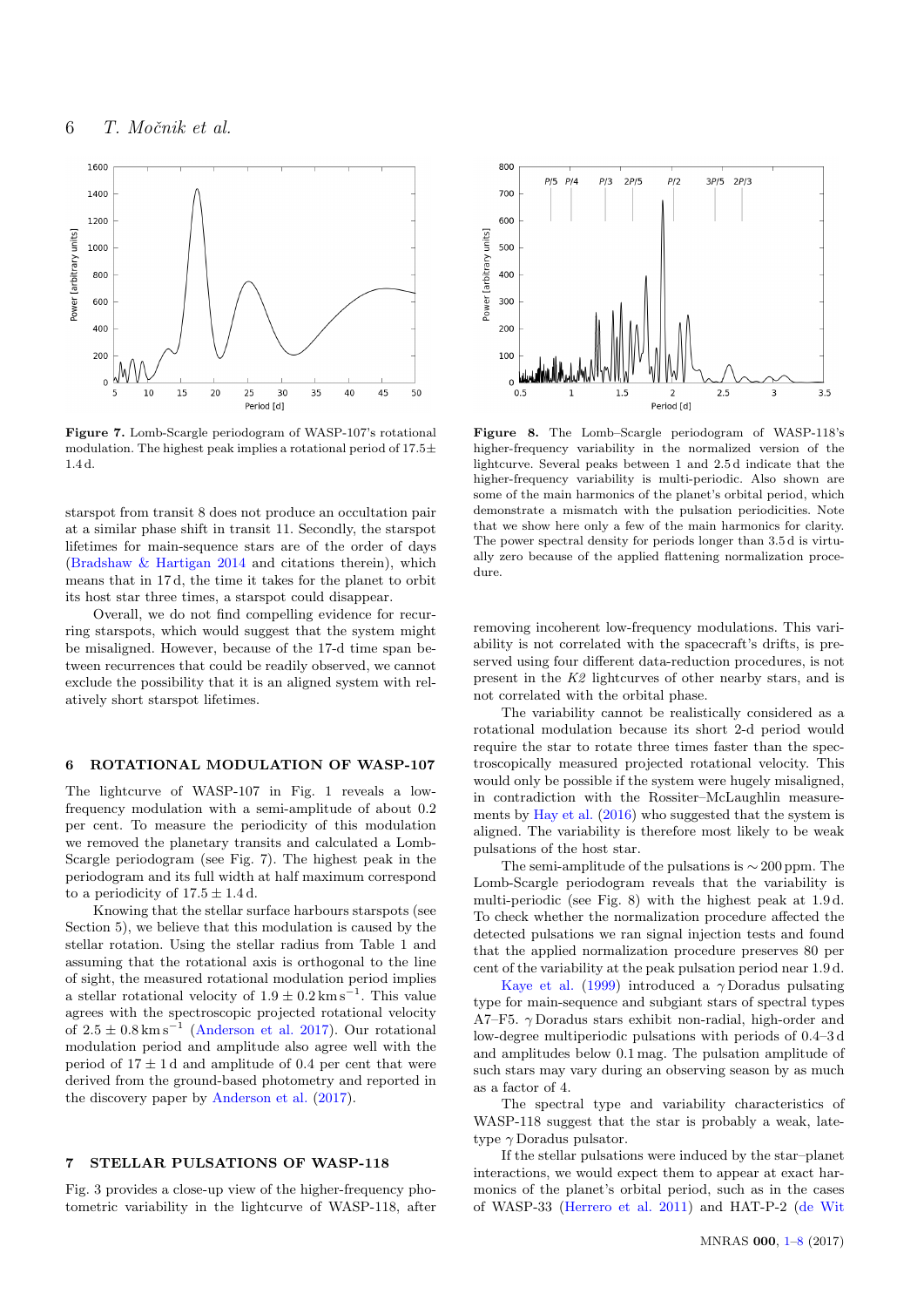**Figure 7.** Lomb-Scargle periodogram of WASP-107's rotational modulation. The highest peak implies a rotational period of $17.5 \pm 1.4$ d.

**Figure 8.** The Lomb–Scargle periodogram of WASP-118's higher-frequency variability in the normalized version of the lightcurve. Several peaks between 1 and 2.5 d indicate that the higher-frequency variability is multi-periodic. Also shown are some of the main harmonics of the planet's orbital period, which demonstrate a mismatch with the pulsation periodicities. Note that we show here only a few of the main harmonics for clarity. The power spectral density for periods longer than 3.5 d is virtually zero because of the applied flattening normalization procedure.

starspot from transit 8 does not produce an occultation pair at a similar phase shift in transit 11. Secondly, the starspot lifetimes for main-sequence stars are of the order of days (Bradshaw & Hartigan 2014 and citations therein), which means that in 17 d, the time it takes for the planet to orbit its host star three times, a starspot could disappear.

Overall, we do not find compelling evidence for recurring starspots, which would suggest that the system might be misaligned. However, because of the 17-d time span between recurrences that could be readily observed, we cannot exclude the possibility that it is an aligned system with relatively short starspot lifetimes.

## 6 ROTATIONAL MODULATION OF WASP-107

The lightcurve of WASP-107 in Fig. 1 reveals a low-frequency modulation with a semi-amplitude of about 0.2 per cent. To measure the periodicity of this modulation we removed the planetary transits and calculated a Lomb-Scargle periodogram (see Fig. 7). The highest peak in the periodogram and its full width at half maximum correspond to a periodicity of $17.5 \pm 1.4$ d.

Knowing that the stellar surface harbours starspots (see Section 5), we believe that this modulation is caused by the stellar rotation. Using the stellar radius from Table 1 and assuming that the rotational axis is orthogonal to the line of sight, the measured rotational modulation period implies a stellar rotational velocity of $1.9 \pm 0.2\,\mathrm{km\,s^{-1}}$. This value agrees with the spectroscopic projected rotational velocity of $2.5 \pm 0.8\,\mathrm{km\,s^{-1}}$ (Anderson et al. 2017). Our rotational modulation period and amplitude also agree well with the period of $17 \pm 1$ d and amplitude of 0.4 per cent that were derived from the ground-based photometry and reported in the discovery paper by Anderson et al. (2017).

## 7 STELLAR PULSATIONS OF WASP-118

Fig. 3 provides a close-up view of the higher-frequency photometric variability in the lightcurve of WASP-118, after removing incoherent low-frequency modulations. This variability is not correlated with the spacecraft's drifts, is preserved using four different data-reduction procedures, is not present in the *K2* lightcurves of other nearby stars, and is not correlated with the orbital phase.

The variability cannot be realistically considered as a rotational modulation because its short 2-d period would require the star to rotate three times faster than the spectroscopically measured projected rotational velocity. This would only be possible if the system were hugely misaligned, in contradiction with the Rossiter–McLaughlin measurements by Hay et al. (2016) who suggested that the system is aligned. The variability is therefore most likely to be weak pulsations of the host star.

The semi-amplitude of the pulsations is $\sim 200$ ppm. The Lomb-Scargle periodogram reveals that the variability is multi-periodic (see Fig. 8) with the highest peak at 1.9 d. To check whether the normalization procedure affected the detected pulsations we ran signal injection tests and found that the applied normalization procedure preserves 80 per cent of the variability at the peak pulsation period near 1.9 d.

Kaye et al. (1999) introduced a $\gamma$ Doradus pulsating type for main-sequence and subgiant stars of spectral types A7–F5. $\gamma$ Doradus stars exhibit non-radial, high-order and low-degree multiperiodic pulsations with periods of 0.4–3 d and amplitudes below 0.1 mag. The pulsation amplitude of such stars may vary during an observing season by as much as a factor of 4.

The spectral type and variability characteristics of WASP-118 suggest that the star is probably a weak, late-type $\gamma$ Doradus pulsator.

If the stellar pulsations were induced by the star–planet interactions, we would expect them to appear at exact harmonics of the planet's orbital period, such as in the cases of WASP-33 (Herrero et al. 2011) and HAT-P-2 (de Wit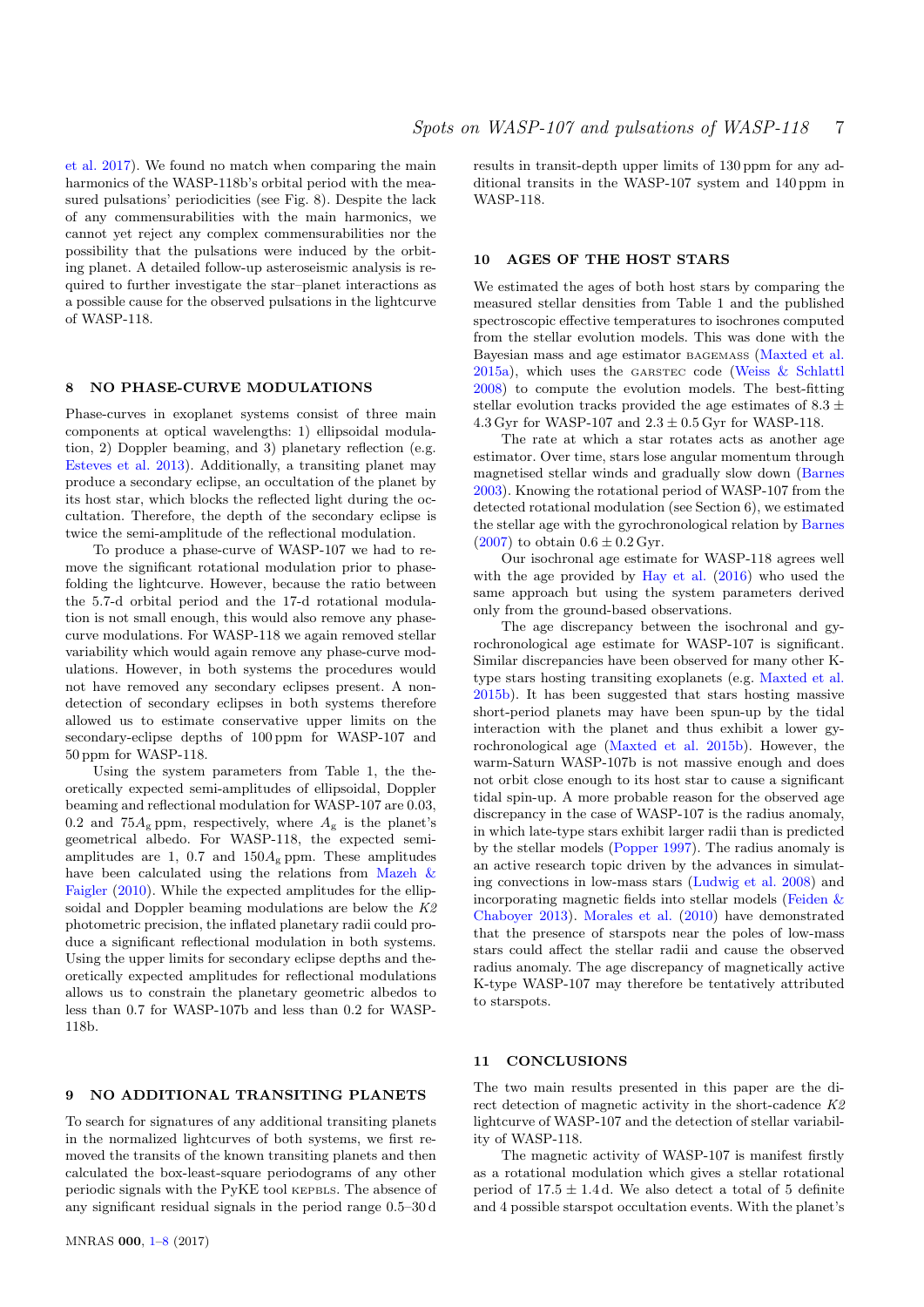et al. 2017). We found no match when comparing the main harmonics of the WASP-118b's orbital period with the measured pulsations' periodicities (see Fig. 8). Despite the lack of any commensurabilities with the main harmonics, we cannot yet reject any complex commensurabilities nor the possibility that the pulsations were induced by the orbiting planet. A detailed follow-up asteroseismic analysis is required to further investigate the star–planet interactions as a possible cause for the observed pulsations in the lightcurve of WASP-118.

## 8 NO PHASE-CURVE MODULATIONS

Phase-curves in exoplanet systems consist of three main components at optical wavelengths: 1) ellipsoidal modulation, 2) Doppler beaming, and 3) planetary reflection (e.g. Esteves et al. 2013). Additionally, a transiting planet may produce a secondary eclipse, an occultation of the planet by its host star, which blocks the reflected light during the occultation. Therefore, the depth of the secondary eclipse is twice the semi-amplitude of the reflectional modulation.

To produce a phase-curve of WASP-107 we had to remove the significant rotational modulation prior to phase-folding the lightcurve. However, because the ratio between the 5.7-d orbital period and the 17-d rotational modulation is not small enough, this would also remove any phase-curve modulations. For WASP-118 we again removed stellar variability which would again remove any phase-curve modulations. However, in both systems the procedures would not have removed any secondary eclipses present. A non-detection of secondary eclipses in both systems therefore allowed us to estimate conservative upper limits on the secondary-eclipse depths of 100 ppm for WASP-107 and 50 ppm for WASP-118.

Using the system parameters from Table 1, the theoretically expected semi-amplitudes of ellipsoidal, Doppler beaming and reflectional modulation for WASP-107 are 0.03, 0.2 and $75A_{\rm g}$ ppm, respectively, where $A_{\rm g}$ is the planet's geometrical albedo. For WASP-118, the expected semi-amplitudes are 1, 0.7 and $150A_{\rm g}$ ppm. These amplitudes have been calculated using the relations from Mazeh & Faigler (2010). While the expected amplitudes for the ellipsoidal and Doppler beaming modulations are below the *K2* photometric precision, the inflated planetary radii could produce a significant reflectional modulation in both systems. Using the upper limits for secondary eclipse depths and theoretically expected amplitudes for reflectional modulations allows us to constrain the planetary geometric albedos to less than 0.7 for WASP-107b and less than 0.2 for WASP-118b.

## 9 NO ADDITIONAL TRANSITING PLANETS

To search for signatures of any additional transiting planets in the normalized lightcurves of both systems, we first removed the transits of the known transiting planets and then calculated the box-least-square periodograms of any other periodic signals with the PyKE tool KEPBLS. The absence of any significant residual signals in the period range 0.5–30 d results in transit-depth upper limits of 130 ppm for any additional transits in the WASP-107 system and 140 ppm in WASP-118.

## 10 AGES OF THE HOST STARS

We estimated the ages of both host stars by comparing the measured stellar densities from Table 1 and the published spectroscopic effective temperatures to isochrones computed from the stellar evolution models. This was done with the Bayesian mass and age estimator BAGEMASS (Maxted et al. 2015a), which uses the GARSTEC code (Weiss & Schlattl 2008) to compute the evolution models. The best-fitting stellar evolution tracks provided the age estimates of $8.3 \pm 4.3$ Gyr for WASP-107 and $2.3 \pm 0.5$ Gyr for WASP-118.

The rate at which a star rotates acts as another age estimator. Over time, stars lose angular momentum through magnetised stellar winds and gradually slow down (Barnes 2003). Knowing the rotational period of WASP-107 from the detected rotational modulation (see Section 6), we estimated the stellar age with the gyrochronological relation by Barnes (2007) to obtain $0.6 \pm 0.2$ Gyr.

Our isochronal age estimate for WASP-118 agrees well with the age provided by Hay et al. (2016) who used the same approach but using the system parameters derived only from the ground-based observations.

The age discrepancy between the isochronal and gyrochronological age estimate for WASP-107 is significant. Similar discrepancies have been observed for many other K-type stars hosting transiting exoplanets (e.g. Maxted et al. 2015b). It has been suggested that stars hosting massive short-period planets may have been spun-up by the tidal interaction with the planet and thus exhibit a lower gyrochronological age (Maxted et al. 2015b). However, the warm-Saturn WASP-107b is not massive enough and does not orbit close enough to its host star to cause a significant tidal spin-up. A more probable reason for the observed age discrepancy in the case of WASP-107 is the radius anomaly, in which late-type stars exhibit larger radii than is predicted by the stellar models (Popper 1997). The radius anomaly is an active research topic driven by the advances in simulating convections in low-mass stars (Ludwig et al. 2008) and incorporating magnetic fields into stellar models (Feiden & Chaboyer 2013). Morales et al. (2010) have demonstrated that the presence of starspots near the poles of low-mass stars could affect the stellar radii and cause the observed radius anomaly. The age discrepancy of magnetically active K-type WASP-107 may therefore be tentatively attributed to starspots.

## 11 CONCLUSIONS

The two main results presented in this paper are the direct detection of magnetic activity in the short-cadence *K2* lightcurve of WASP-107 and the detection of stellar variability of WASP-118.

The magnetic activity of WASP-107 is manifest firstly as a rotational modulation which gives a stellar rotational period of $17.5 \pm 1.4$ d. We also detect a total of 5 definite and 4 possible starspot occultation events. With the planet's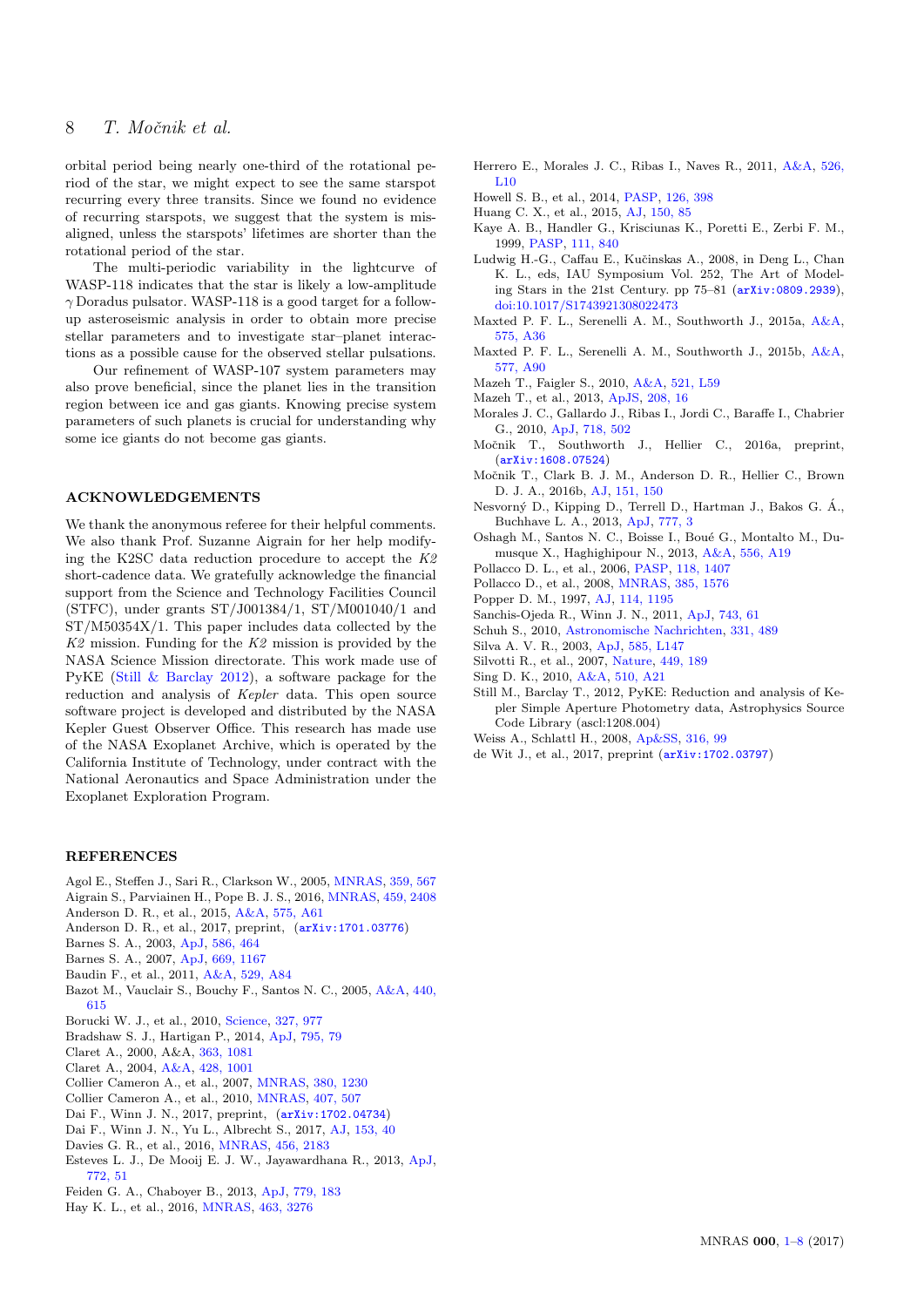orbital period being nearly one-third of the rotational period of the star, we might expect to see the same starspot recurring every three transits. Since we found no evidence of recurring starspots, we suggest that the system is misaligned, unless the starspots' lifetimes are shorter than the rotational period of the star.

The multi-periodic variability in the lightcurve of WASP-118 indicates that the star is likely a low-amplitude $\gamma$ Doradus pulsator. WASP-118 is a good target for a follow-up asteroseismic analysis in order to obtain more precise stellar parameters and to investigate star–planet interactions as a possible cause for the observed stellar pulsations.

Our refinement of WASP-107 system parameters may also prove beneficial, since the planet lies in the transition region between ice and gas giants. Knowing precise system parameters of such planets is crucial for understanding why some ice giants do not become gas giants.

## ACKNOWLEDGEMENTS

We thank the anonymous referee for their helpful comments. We also thank Prof. Suzanne Aigrain for her help modifying the K2SC data reduction procedure to accept the *K2* short-cadence data. We gratefully acknowledge the financial support from the Science and Technology Facilities Council (STFC), under grants ST/J001384/1, ST/M001040/1 and ST/M50354X/1. This paper includes data collected by the *K2* mission. Funding for the *K2* mission is provided by the NASA Science Mission directorate. This work made use of PyKE (Still & Barclay 2012), a software package for the reduction and analysis of *Kepler* data. This open source software project is developed and distributed by the NASA Kepler Guest Observer Office. This research has made use of the NASA Exoplanet Archive, which is operated by the California Institute of Technology, under contract with the National Aeronautics and Space Administration under the Exoplanet Exploration Program.

## REFERENCES

Agol E., Steffen J., Sari R., Clarkson W., 2005, MNRAS, 359, 567
Aigrain S., Parviainen H., Pope B. J. S., 2016, MNRAS, 459, 2408
Anderson D. R., et al., 2015, A&A, 575, A61
Anderson D. R., et al., 2017, preprint, (arXiv:1701.03776)
Barnes S. A., 2003, ApJ, 586, 464
Barnes S. A., 2007, ApJ, 669, 1167
Baudin F., et al., 2011, A&A, 529, A84
Bazot M., Vauclair S., Bouchy F., Santos N. C., 2005, A&A, 440, 615
Borucki W. J., et al., 2010, Science, 327, 977
Bradshaw S. J., Hartigan P., 2014, ApJ, 795, 79
Claret A., 2000, A&A, 363, 1081
Claret A., 2004, A&A, 428, 1001
Collier Cameron A., et al., 2007, MNRAS, 380, 1230
Collier Cameron A., et al., 2010, MNRAS, 407, 507
Dai F., Winn J. N., 2017, preprint, (arXiv:1702.04734)
Dai F., Winn J. N., Yu L., Albrecht S., 2017, AJ, 153, 40
Davies G. R., et al., 2016, MNRAS, 456, 2183
Esteves L. J., De Mooij E. J. W., Jayawardhana R., 2013, ApJ, 772, 51
Feiden G. A., Chaboyer B., 2013, ApJ, 779, 183
Hay K. L., et al., 2016, MNRAS, 463, 3276
Herrero E., Morales J. C., Ribas I., Naves R., 2011, A&A, 526, L10
Howell S. B., et al., 2014, PASP, 126, 398
Huang C. X., et al., 2015, AJ, 150, 85
Kaye A. B., Handler G., Krisciunas K., Poretti E., Zerbi F. M., 1999, PASP, 111, 840
Ludwig H.-G., Caffau E., Kučinskas A., 2008, in Deng L., Chan K. L., eds, IAU Symposium Vol. 252, The Art of Modeling Stars in the 21st Century. pp 75–81 (arXiv:0809.2939), doi:10.1017/S1743921308022473
Maxted P. F. L., Serenelli A. M., Southworth J., 2015a, A&A, 575, A36
Maxted P. F. L., Serenelli A. M., Southworth J., 2015b, A&A, 577, A90
Mazeh T., Faigler S., 2010, A&A, 521, L59
Mazeh T., et al., 2013, ApJS, 208, 16
Morales J. C., Gallardo J., Ribas I., Jordi C., Baraffe I., Chabrier G., 2010, ApJ, 718, 502
Močnik T., Southworth J., Hellier C., 2016a, preprint, (arXiv:1608.07524)
Močnik T., Clark B. J. M., Anderson D. R., Hellier C., Brown D. J. A., 2016b, AJ, 151, 150
Nesvorný D., Kipping D., Terrell D., Hartman J., Bakos G. Á., Buchhave L. A., 2013, ApJ, 777, 3
Oshagh M., Santos N. C., Boisse I., Boué G., Montalto M., Dumusque X., Haghighipour N., 2013, A&A, 556, A19
Pollacco D. L., et al., 2006, PASP, 118, 1407
Pollacco D., et al., 2008, MNRAS, 385, 1576
Popper D. M., 1997, AJ, 114, 1195
Sanchis-Ojeda R., Winn J. N., 2011, ApJ, 743, 61
Schuh S., 2010, Astronomische Nachrichten, 331, 489
Silva A. V. R., 2003, ApJ, 585, L147
Silvotti R., et al., 2007, Nature, 449, 189
Sing D. K., 2010, A&A, 510, A21
Still M., Barclay T., 2012, PyKE: Reduction and analysis of Kepler Simple Aperture Photometry data, Astrophysics Source Code Library (ascl:1208.004)
Weiss A., Schlattl H., 2008, Ap&SS, 316, 99
de Wit J., et al., 2017, preprint (arXiv:1702.03797)